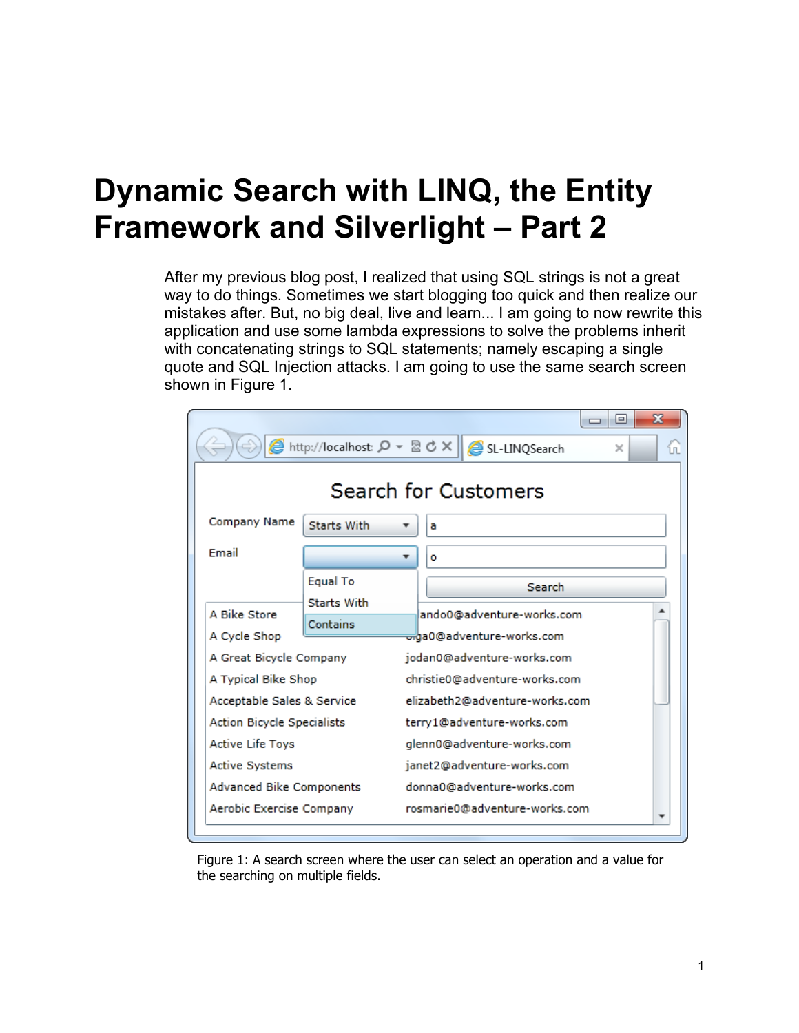# Dynamic Search with LINQ, the Entity Framework and Silverlight – Part 2

After my previous blog post, I realized that using SQL strings is not a great way to do things. Sometimes we start blogging too quick and then realize our mistakes after. But, no big deal, live and learn... I am going to now rewrite this application and use some lambda expressions to solve the problems inherit with concatenating strings to SQL statements; namely escaping a single quote and SQL Injection attacks. I am going to use the same search screen shown in Figure 1.

Figure 1: A search screen where the user can select an operation and a value for the searching on multiple fields.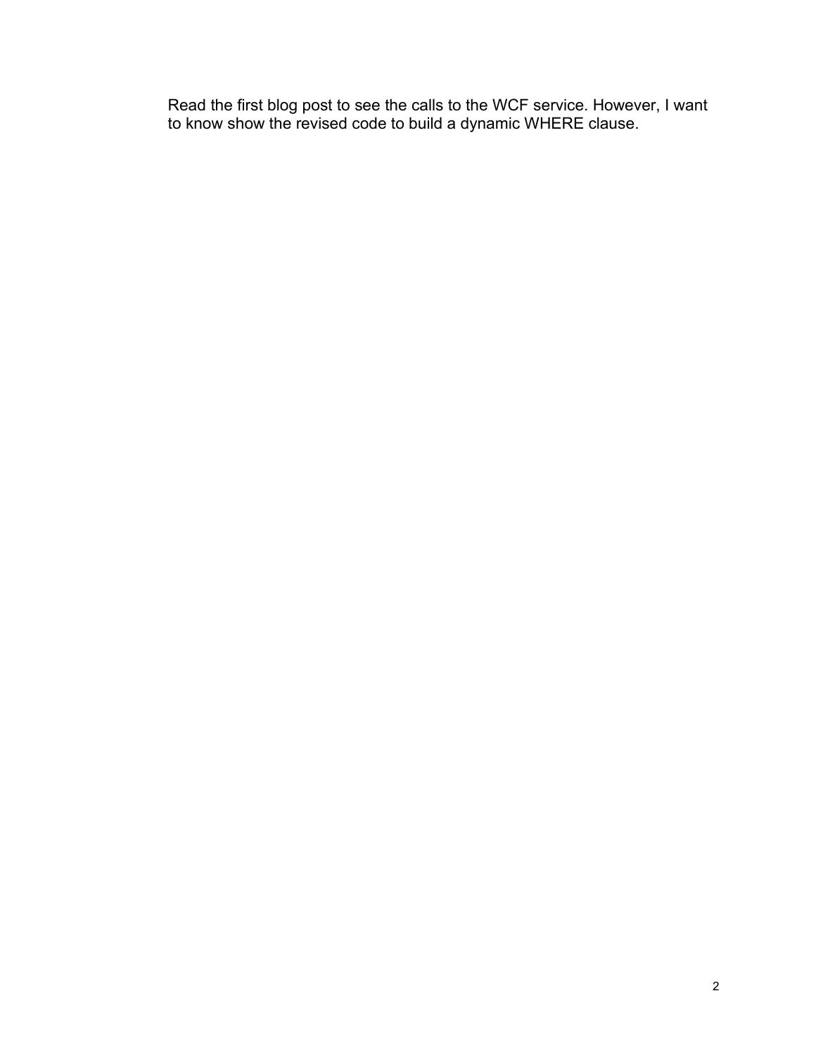Read the first blog post to see the calls to the WCF service. However, I want to know show the revised code to build a dynamic WHERE clause.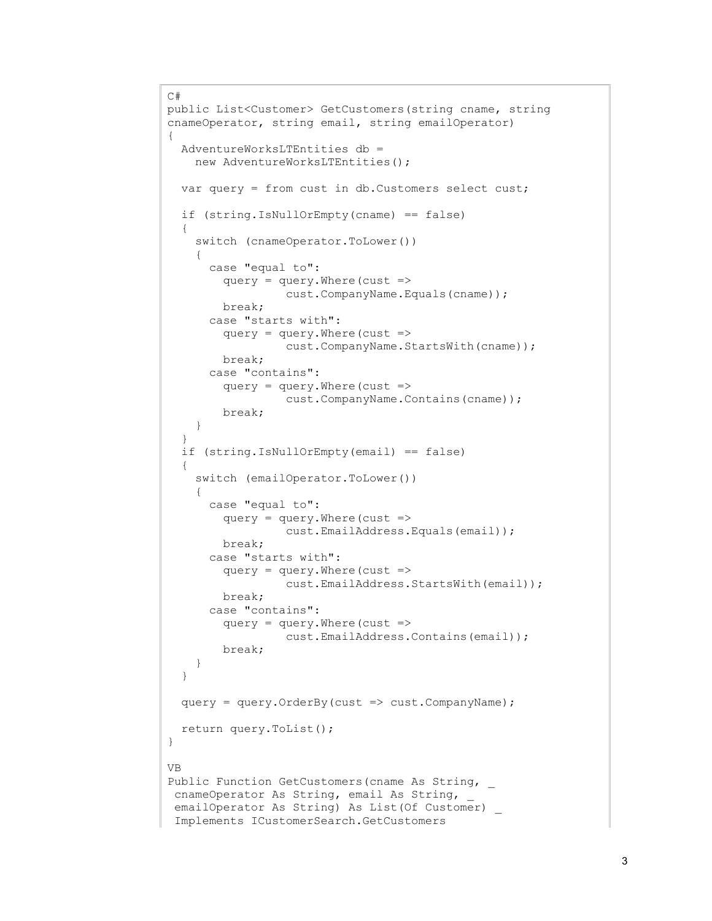```
C#
public List<Customer> GetCustomers(string cname, string
cnameOperator, string email, string emailOperator)
{
  AdventureWorksLTEntities db =
    new AdventureWorksLTEntities();

  var query = from cust in db.Customers select cust;

  if (string.IsNullOrEmpty(cname) == false)
  {
    switch (cnameOperator.ToLower())
    {
      case "equal to":
        query = query.Where(cust =>
                cust.CompanyName.Equals(cname));
        break;
      case "starts with":
        query = query.Where(cust =>
                cust.CompanyName.StartsWith(cname));
        break;
      case "contains":
        query = query.Where(cust =>
                cust.CompanyName.Contains(cname));
        break;
    }
  }
  if (string.IsNullOrEmpty(email) == false)
  {
    switch (emailOperator.ToLower())
    {
      case "equal to":
        query = query.Where(cust =>
                cust.EmailAddress.Equals(email));
        break;
      case "starts with":
        query = query.Where(cust =>
                cust.EmailAddress.StartsWith(email));
        break;
      case "contains":
        query = query.Where(cust =>
                cust.EmailAddress.Contains(email));
        break;
    }
  }

  query = query.OrderBy(cust => cust.CompanyName);

  return query.ToList();
}

VB
Public Function GetCustomers(cname As String, _
 cnameOperator As String, email As String, _
 emailOperator As String) As List(Of Customer) _
 Implements ICustomerSearch.GetCustomers
```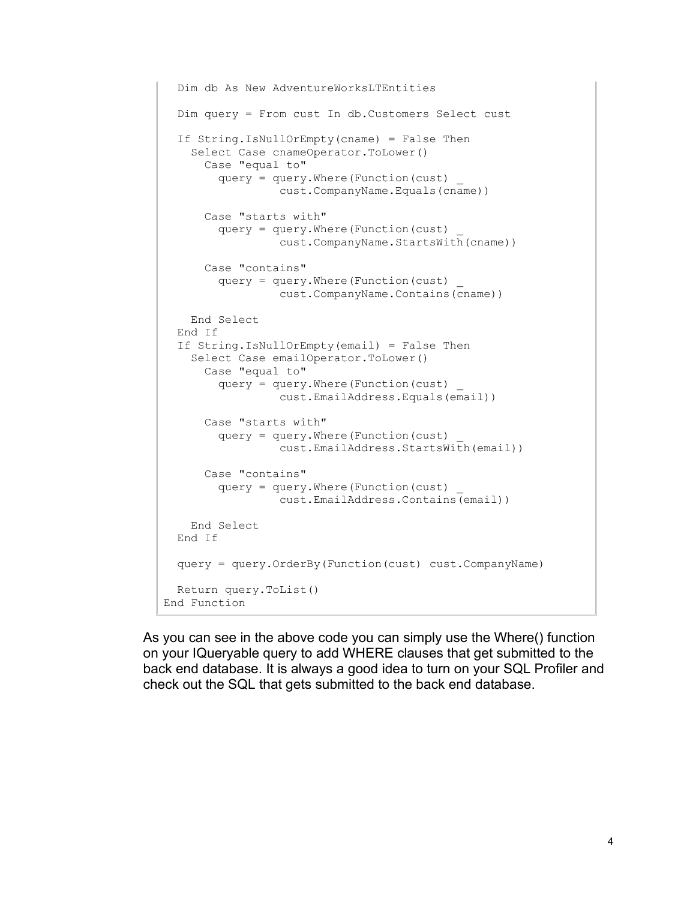```
  Dim db As New AdventureWorksLTEntities

  Dim query = From cust In db.Customers Select cust

  If String.IsNullOrEmpty(cname) = False Then
    Select Case cnameOperator.ToLower()
      Case "equal to"
        query = query.Where(Function(cust) _
                 cust.CompanyName.Equals(cname))

      Case "starts with"
        query = query.Where(Function(cust) _
                 cust.CompanyName.StartsWith(cname))

      Case "contains"
        query = query.Where(Function(cust) _
                 cust.CompanyName.Contains(cname))

    End Select
  End If
  If String.IsNullOrEmpty(email) = False Then
    Select Case emailOperator.ToLower()
      Case "equal to"
        query = query.Where(Function(cust) _
                 cust.EmailAddress.Equals(email))

      Case "starts with"
        query = query.Where(Function(cust) _
                 cust.EmailAddress.StartsWith(email))

      Case "contains"
        query = query.Where(Function(cust) _
                 cust.EmailAddress.Contains(email))

    End Select
  End If

  query = query.OrderBy(Function(cust) cust.CompanyName)

  Return query.ToList()
End Function
```

As you can see in the above code you can simply use the Where() function on your IQueryable query to add WHERE clauses that get submitted to the back end database. It is always a good idea to turn on your SQL Profiler and check out the SQL that gets submitted to the back end database.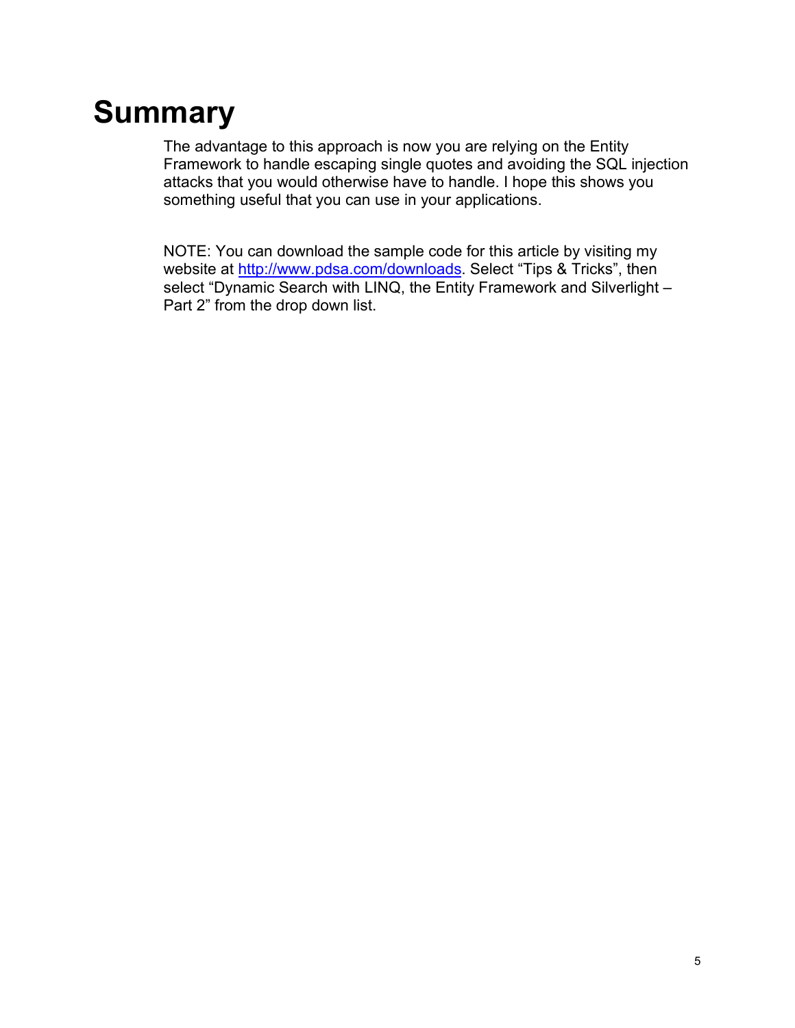# Summary

The advantage to this approach is now you are relying on the Entity Framework to handle escaping single quotes and avoiding the SQL injection attacks that you would otherwise have to handle. I hope this shows you something useful that you can use in your applications.

NOTE: You can download the sample code for this article by visiting my website at [http://www.pdsa.com/downloads](http://www.pdsa.com/downloads). Select "Tips & Tricks", then select "Dynamic Search with LINQ, the Entity Framework and Silverlight – Part 2" from the drop down list.